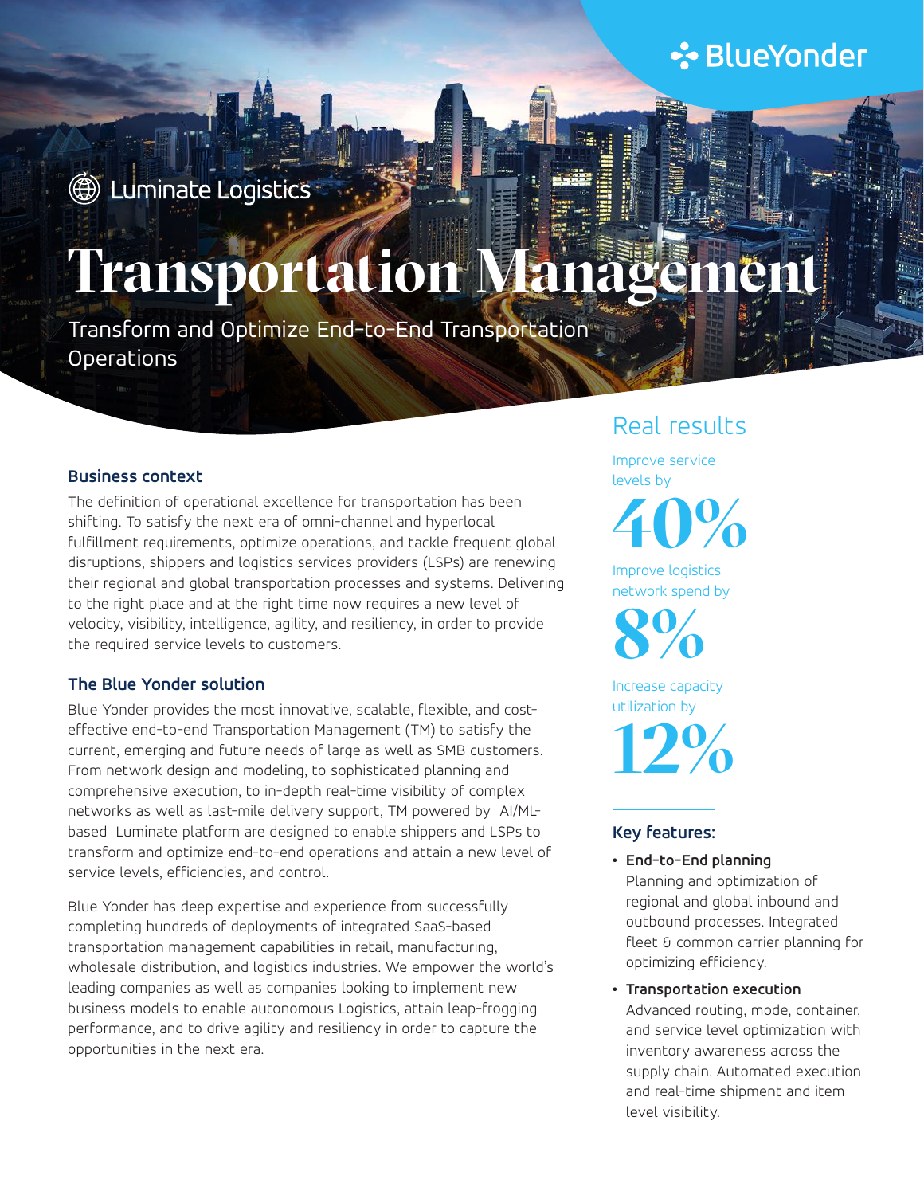BlueYonder

Luminate Logistics

# Transportation Management

Transform and Optimize End-to-End Transportation Operations

## Business context

The definition of operational excellence for transportation has been shifting. To satisfy the next era of omni-channel and hyperlocal fulfillment requirements, optimize operations, and tackle frequent global disruptions, shippers and logistics services providers (LSPs) are renewing their regional and global transportation processes and systems. Delivering to the right place and at the right time now requires a new level of velocity, visibility, intelligence, agility, and resiliency, in order to provide the required service levels to customers.

## The Blue Yonder solution

Blue Yonder provides the most innovative, scalable, flexible, and cost-effective end-to-end Transportation Management (TM) to satisfy the current, emerging and future needs of large as well as SMB customers. From network design and modeling, to sophisticated planning and comprehensive execution, to in-depth real-time visibility of complex networks as well as last-mile delivery support, TM powered by AI/ML-based Luminate platform are designed to enable shippers and LSPs to transform and optimize end-to-end operations and attain a new level of service levels, efficiencies, and control.

Blue Yonder has deep expertise and experience from successfully completing hundreds of deployments of integrated SaaS-based transportation management capabilities in retail, manufacturing, wholesale distribution, and logistics industries. We empower the world's leading companies as well as companies looking to implement new business models to enable autonomous Logistics, attain leap-frogging performance, and to drive agility and resiliency in order to capture the opportunities in the next era.

## Real results

Improve service levels by

**40%**

Improve logistics network spend by

**8%**

Increase capacity utilization by

**12%**

## Key features:

- **End-to-End planning**
  Planning and optimization of regional and global inbound and outbound processes. Integrated fleet & common carrier planning for optimizing efficiency.
- **Transportation execution**
  Advanced routing, mode, container, and service level optimization with inventory awareness across the supply chain. Automated execution and real-time shipment and item level visibility.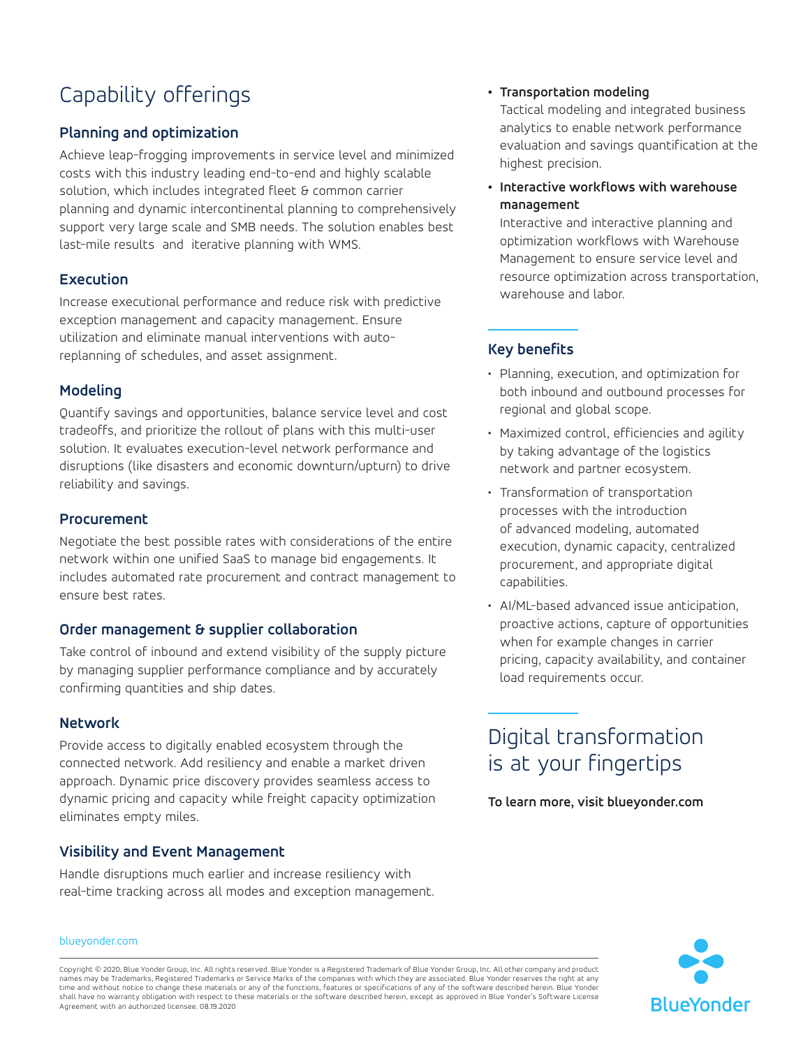# Capability offerings

### Planning and optimization

Achieve leap-frogging improvements in service level and minimized costs with this industry leading end-to-end and highly scalable solution, which includes integrated fleet & common carrier planning and dynamic intercontinental planning to comprehensively support very large scale and SMB needs. The solution enables best last-mile results  and  iterative planning with WMS.

### Execution

Increase executional performance and reduce risk with predictive exception management and capacity management. Ensure utilization and eliminate manual interventions with auto-replanning of schedules, and asset assignment.

### Modeling

Quantify savings and opportunities, balance service level and cost tradeoffs, and prioritize the rollout of plans with this multi-user solution. It evaluates execution-level network performance and disruptions (like disasters and economic downturn/upturn) to drive reliability and savings.

### Procurement

Negotiate the best possible rates with considerations of the entire network within one unified SaaS to manage bid engagements. It includes automated rate procurement and contract management to ensure best rates.

### Order management & supplier collaboration

Take control of inbound and extend visibility of the supply picture by managing supplier performance compliance and by accurately confirming quantities and ship dates.

### Network

Provide access to digitally enabled ecosystem through the connected network. Add resiliency and enable a market driven approach. Dynamic price discovery provides seamless access to dynamic pricing and capacity while freight capacity optimization eliminates empty miles.

### Visibility and Event Management

Handle disruptions much earlier and increase resiliency with real-time tracking across all modes and exception management.

- **Transportation modeling**
  Tactical modeling and integrated business analytics to enable network performance evaluation and savings quantification at the highest precision.
- **Interactive workflows with warehouse management**
  Interactive and interactive planning and optimization workflows with Warehouse Management to ensure service level and resource optimization across transportation, warehouse and labor.

### Key benefits

- Planning, execution, and optimization for both inbound and outbound processes for regional and global scope.
- Maximized control, efficiencies and agility by taking advantage of the logistics network and partner ecosystem.
- Transformation of transportation processes with the introduction of advanced modeling, automated execution, dynamic capacity, centralized procurement, and appropriate digital capabilities.
- AI/ML-based advanced issue anticipation, proactive actions, capture of opportunities when for example changes in carrier pricing, capacity availability, and container load requirements occur.

## Digital transformation is at your fingertips

**To learn more, visit blueyonder.com**

blueyonder.com

Copyright © 2020, Blue Yonder Group, Inc. All rights reserved. Blue Yonder is a Registered Trademark of Blue Yonder Group, Inc. All other company and product names may be Trademarks, Registered Trademarks or Service Marks of the companies with which they are associated. Blue Yonder reserves the right at any time and without notice to change these materials or any of the functions, features or specifications of any of the software described herein. Blue Yonder shall have no warranty obligation with respect to these materials or the software described herein, except as approved in Blue Yonder's Software License Agreement with an authorized licensee. 08.19.2020

BlueYonder